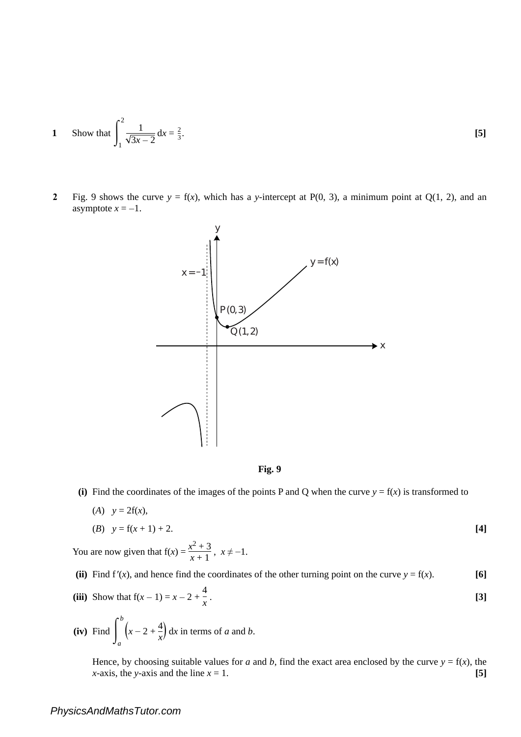**1** Show that $\displaystyle\int_1^2 \frac{1}{\sqrt{3x-2}}\,dx = \tfrac{2}{3}$. **[5]**

**2** Fig. 9 shows the curve $y = f(x)$, which has a $y$-intercept at P(0, 3), a minimum point at Q(1, 2), and an asymptote $x = -1$.

**Fig. 9**

**(i)** Find the coordinates of the images of the points P and Q when the curve $y = f(x)$ is transformed to

($A$) $y = 2f(x)$,

($B$) $y = f(x + 1) + 2$. **[4]**

You are now given that $f(x) = \dfrac{x^2 + 3}{x + 1}$, $x \neq -1$.

**(ii)** Find $f'(x)$, and hence find the coordinates of the other turning point on the curve $y = f(x)$. **[6]**

**(iii)** Show that $f(x - 1) = x - 2 + \dfrac{4}{x}$. **[3]**

**(iv)** Find $\displaystyle\int_a^b \left(x - 2 + \frac{4}{x}\right) dx$ in terms of $a$ and $b$.

Hence, by choosing suitable values for $a$ and $b$, find the exact area enclosed by the curve $y = f(x)$, the $x$-axis, the $y$-axis and the line $x = 1$. **[5]**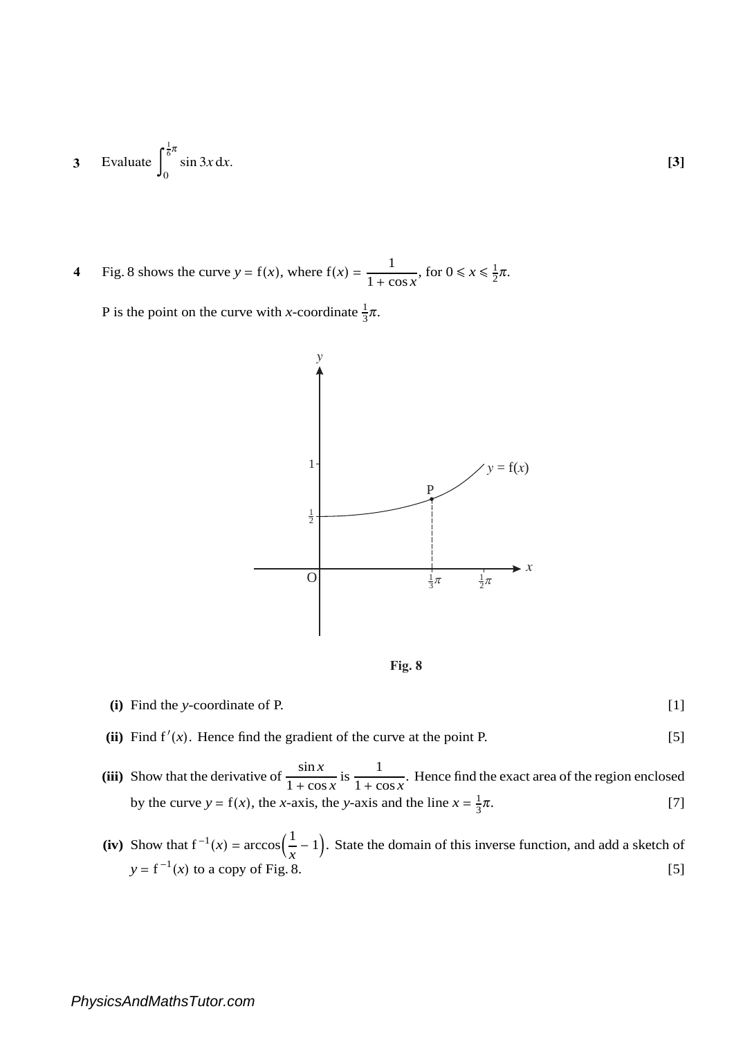**3** Evaluate $\int_0^{\frac{1}{6}\pi} \sin 3x \, dx$. **[3]**

**4** Fig. 8 shows the curve $y = f(x)$, where $f(x) = \dfrac{1}{1 + \cos x}$, for $0 \leqslant x \leqslant \frac{1}{2}\pi$.

P is the point on the curve with $x$-coordinate $\frac{1}{3}\pi$.

y

1

P

$y = f(x)$

$\frac{1}{2}$

O

$\frac{1}{3}\pi$

$\frac{1}{2}\pi$

x

**Fig. 8**

**(i)** Find the $y$-coordinate of P. [1]

**(ii)** Find $f'(x)$. Hence find the gradient of the curve at the point P. [5]

**(iii)** Show that the derivative of $\dfrac{\sin x}{1 + \cos x}$ is $\dfrac{1}{1 + \cos x}$. Hence find the exact area of the region enclosed by the curve $y = f(x)$, the $x$-axis, the $y$-axis and the line $x = \frac{1}{3}\pi$. [7]

**(iv)** Show that $f^{-1}(x) = \arccos\left(\dfrac{1}{x} - 1\right)$. State the domain of this inverse function, and add a sketch of $y = f^{-1}(x)$ to a copy of Fig. 8. [5]